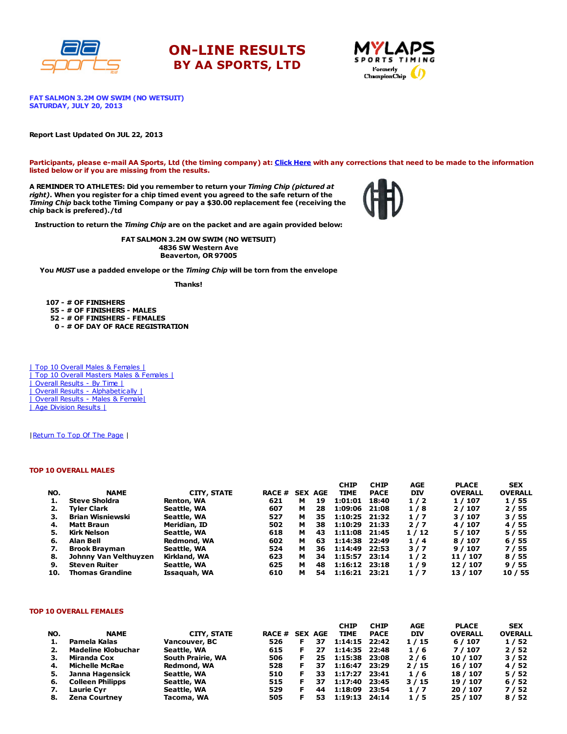# ON-LINE RESULTS
## BY AA SPORTS, LTD

**FAT SALMON 3.2M OW SWIM (NO WETSUIT)**
**SATURDAY, JULY 20, 2013**

**Report Last Updated On JUL 22, 2013**

**Participants, please e-mail AA Sports, Ltd (the timing company) at: Click Here with any corrections that need to be made to the information listed below or if you are missing from the results.**

**A REMINDER TO ATHLETES: Did you remember to return your *Timing Chip* (pictured at right). When you register for a chip timed event you agreed to the safe return of the *Timing Chip* back tothe Timing Company or pay a $30.00 replacement fee (receiving the chip back is prefered)./td**

**Instruction to return the *Timing Chip* are on the packet and are again provided below:**

**FAT SALMON 3.2M OW SWIM (NO WETSUIT)**
**4836 SW Western Ave**
**Beaverton, OR 97005**

**You *MUST* use a padded envelope or the *Timing Chip* will be torn from the envelope**

**Thanks!**

**107 - # OF FINISHERS**
**55 - # OF FINISHERS - MALES**
**52 - # OF FINISHERS - FEMALES**
**0 - # OF DAY OF RACE REGISTRATION**

| Top 10 Overall Males & Females |
| Top 10 Overall Masters Males & Females |
| Overall Results - By Time |
| Overall Results - Alphabetically |
| Overall Results - Males & Female|
| Age Division Results |

|Return To Top Of The Page |

### TOP 10 OVERALL MALES

| NO. | NAME | CITY, STATE | RACE # | SEX | AGE | CHIP TIME | CHIP PACE | AGE DIV | PLACE OVERALL | SEX OVERALL |
|---|---|---|---|---|---|---|---|---|---|---|
| 1. | Steve Sholdra | Renton, WA | 621 | M | 19 | 1:01:01 | 18:40 | 1 / 2 | 1 / 107 | 1 / 55 |
| 2. | Tyler Clark | Seattle, WA | 607 | M | 28 | 1:09:06 | 21:08 | 1 / 8 | 2 / 107 | 2 / 55 |
| 3. | Brian Wisniewski | Seattle, WA | 527 | M | 35 | 1:10:25 | 21:32 | 1 / 7 | 3 / 107 | 3 / 55 |
| 4. | Matt Braun | Meridian, ID | 502 | M | 38 | 1:10:29 | 21:33 | 2 / 7 | 4 / 107 | 4 / 55 |
| 5. | Kirk Nelson | Seattle, WA | 618 | M | 43 | 1:11:08 | 21:45 | 1 / 12 | 5 / 107 | 5 / 55 |
| 6. | Alan Bell | Redmond, WA | 602 | M | 63 | 1:14:38 | 22:49 | 1 / 4 | 8 / 107 | 6 / 55 |
| 7. | Brook Brayman | Seattle, WA | 524 | M | 36 | 1:14:49 | 22:53 | 3 / 7 | 9 / 107 | 7 / 55 |
| 8. | Johnny Van Velthuyzen | Kirkland, WA | 623 | M | 34 | 1:15:57 | 23:14 | 1 / 2 | 11 / 107 | 8 / 55 |
| 9. | Steven Ruiter | Seattle, WA | 625 | M | 48 | 1:16:12 | 23:18 | 1 / 9 | 12 / 107 | 9 / 55 |
| 10. | Thomas Grandine | Issaquah, WA | 610 | M | 54 | 1:16:21 | 23:21 | 1 / 7 | 13 / 107 | 10 / 55 |

### TOP 10 OVERALL FEMALES

| NO. | NAME | CITY, STATE | RACE # | SEX | AGE | CHIP TIME | CHIP PACE | AGE DIV | PLACE OVERALL | SEX OVERALL |
|---|---|---|---|---|---|---|---|---|---|---|
| 1. | Pamela Kalas | Vancouver, BC | 526 | F | 37 | 1:14:15 | 22:42 | 1 / 15 | 6 / 107 | 1 / 52 |
| 2. | Madeline Klobuchar | Seattle, WA | 615 | F | 27 | 1:14:35 | 22:48 | 1 / 6 | 7 / 107 | 2 / 52 |
| 3. | Miranda Cox | South Prairie, WA | 506 | F | 25 | 1:15:38 | 23:08 | 2 / 6 | 10 / 107 | 3 / 52 |
| 4. | Michelle McRae | Redmond, WA | 528 | F | 37 | 1:16:47 | 23:29 | 2 / 15 | 16 / 107 | 4 / 52 |
| 5. | Janna Hagensick | Seattle, WA | 510 | F | 33 | 1:17:27 | 23:41 | 1 / 6 | 18 / 107 | 5 / 52 |
| 6. | Colleen Philipps | Seattle, WA | 515 | F | 37 | 1:17:40 | 23:45 | 3 / 15 | 19 / 107 | 6 / 52 |
| 7. | Laurie Cyr | Seattle, WA | 529 | F | 44 | 1:18:09 | 23:54 | 1 / 7 | 20 / 107 | 7 / 52 |
| 8. | Zena Courtney | Tacoma, WA | 505 | F | 53 | 1:19:13 | 24:14 | 1 / 5 | 25 / 107 | 8 / 52 |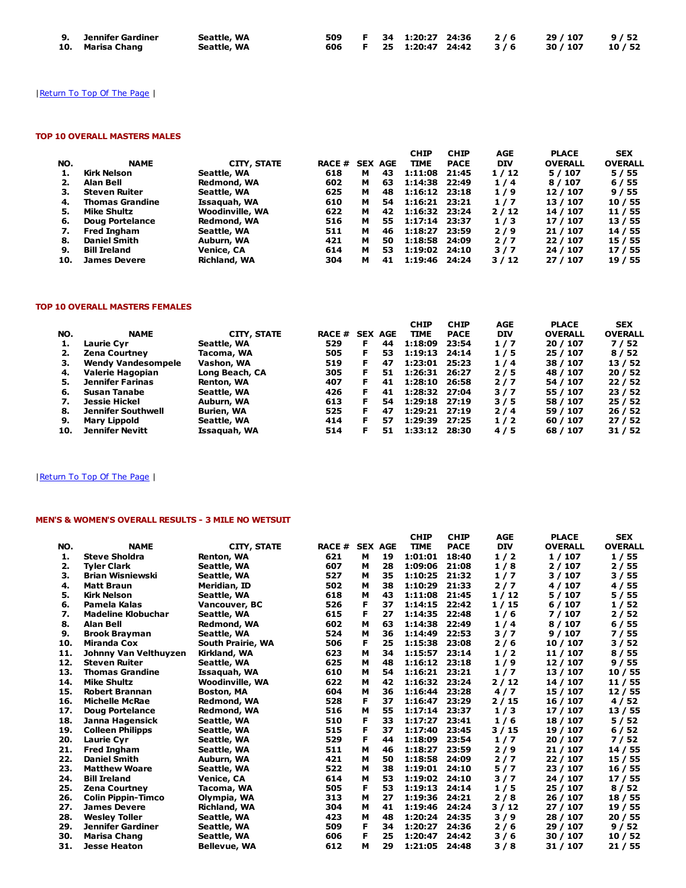| NO. | NAME | CITY, STATE | RACE # | SEX | AGE | CHIP TIME | CHIP PACE | AGE DIV | PLACE OVERALL | SEX OVERALL |
|---|---|---|---|---|---|---|---|---|---|---|
| 9. | Jennifer Gardiner | Seattle, WA | 509 | F | 34 | 1:20:27 | 24:36 | 2 / 6 | 29 / 107 | 9 / 52 |
| 10. | Marisa Chang | Seattle, WA | 606 | F | 25 | 1:20:47 | 24:42 | 3 / 6 | 30 / 107 | 10 / 52 |

| Return To Top Of The Page |

#### TOP 10 OVERALL MASTERS MALES

| NO. | NAME | CITY, STATE | RACE # | SEX | AGE | CHIP TIME | CHIP PACE | AGE DIV | PLACE OVERALL | SEX OVERALL |
|---|---|---|---|---|---|---|---|---|---|---|
| 1. | Kirk Nelson | Seattle, WA | 618 | M | 43 | 1:11:08 | 21:45 | 1 / 12 | 5 / 107 | 5 / 55 |
| 2. | Alan Bell | Redmond, WA | 602 | M | 63 | 1:14:38 | 22:49 | 1 / 4 | 8 / 107 | 6 / 55 |
| 3. | Steven Ruiter | Seattle, WA | 625 | M | 48 | 1:16:12 | 23:18 | 1 / 9 | 12 / 107 | 9 / 55 |
| 4. | Thomas Grandine | Issaquah, WA | 610 | M | 54 | 1:16:21 | 23:21 | 1 / 7 | 13 / 107 | 10 / 55 |
| 5. | Mike Shultz | Woodinville, WA | 622 | M | 42 | 1:16:32 | 23:24 | 2 / 12 | 14 / 107 | 11 / 55 |
| 6. | Doug Portelance | Redmond, WA | 516 | M | 55 | 1:17:14 | 23:37 | 1 / 3 | 17 / 107 | 13 / 55 |
| 7. | Fred Ingham | Seattle, WA | 511 | M | 46 | 1:18:27 | 23:59 | 2 / 9 | 21 / 107 | 14 / 55 |
| 8. | Daniel Smith | Auburn, WA | 421 | M | 50 | 1:18:58 | 24:09 | 2 / 7 | 22 / 107 | 15 / 55 |
| 9. | Bill Ireland | Venice, CA | 614 | M | 53 | 1:19:02 | 24:10 | 3 / 7 | 24 / 107 | 17 / 55 |
| 10. | James Devere | Richland, WA | 304 | M | 41 | 1:19:46 | 24:24 | 3 / 12 | 27 / 107 | 19 / 55 |

#### TOP 10 OVERALL MASTERS FEMALES

| NO. | NAME | CITY, STATE | RACE # | SEX | AGE | CHIP TIME | CHIP PACE | AGE DIV | PLACE OVERALL | SEX OVERALL |
|---|---|---|---|---|---|---|---|---|---|---|
| 1. | Laurie Cyr | Seattle, WA | 529 | F | 44 | 1:18:09 | 23:54 | 1 / 7 | 20 / 107 | 7 / 52 |
| 2. | Zena Courtney | Tacoma, WA | 505 | F | 53 | 1:19:13 | 24:14 | 1 / 5 | 25 / 107 | 8 / 52 |
| 3. | Wendy Vandesompele | Vashon, WA | 519 | F | 47 | 1:23:01 | 25:23 | 1 / 4 | 38 / 107 | 13 / 52 |
| 4. | Valerie Hagopian | Long Beach, CA | 305 | F | 51 | 1:26:31 | 26:27 | 2 / 5 | 48 / 107 | 20 / 52 |
| 5. | Jennifer Farinas | Renton, WA | 407 | F | 41 | 1:28:10 | 26:58 | 2 / 7 | 54 / 107 | 22 / 52 |
| 6. | Susan Tanabe | Seattle, WA | 426 | F | 41 | 1:28:32 | 27:04 | 3 / 7 | 55 / 107 | 23 / 52 |
| 7. | Jessie Hickel | Auburn, WA | 613 | F | 54 | 1:29:18 | 27:19 | 3 / 5 | 58 / 107 | 25 / 52 |
| 8. | Jennifer Southwell | Burien, WA | 525 | F | 47 | 1:29:21 | 27:19 | 2 / 4 | 59 / 107 | 26 / 52 |
| 9. | Mary Lippold | Seattle, WA | 414 | F | 57 | 1:29:39 | 27:25 | 1 / 2 | 60 / 107 | 27 / 52 |
| 10. | Jennifer Nevitt | Issaquah, WA | 514 | F | 51 | 1:33:12 | 28:30 | 4 / 5 | 68 / 107 | 31 / 52 |

| Return To Top Of The Page |

#### MEN'S & WOMEN'S OVERALL RESULTS - 3 MILE NO WETSUIT

| NO. | NAME | CITY, STATE | RACE # | SEX | AGE | CHIP TIME | CHIP PACE | AGE DIV | PLACE OVERALL | SEX OVERALL |
|---|---|---|---|---|---|---|---|---|---|---|
| 1. | Steve Sholdra | Renton, WA | 621 | M | 19 | 1:01:01 | 18:40 | 1 / 2 | 1 / 107 | 1 / 55 |
| 2. | Tyler Clark | Seattle, WA | 607 | M | 28 | 1:09:06 | 21:08 | 1 / 8 | 2 / 107 | 2 / 55 |
| 3. | Brian Wisniewski | Seattle, WA | 527 | M | 35 | 1:10:25 | 21:32 | 1 / 7 | 3 / 107 | 3 / 55 |
| 4. | Matt Braun | Meridian, ID | 502 | M | 38 | 1:10:29 | 21:33 | 2 / 7 | 4 / 107 | 4 / 55 |
| 5. | Kirk Nelson | Seattle, WA | 618 | M | 43 | 1:11:08 | 21:45 | 1 / 12 | 5 / 107 | 5 / 55 |
| 6. | Pamela Kalas | Vancouver, BC | 526 | F | 37 | 1:14:15 | 22:42 | 1 / 15 | 6 / 107 | 1 / 52 |
| 7. | Madeline Klobuchar | Seattle, WA | 615 | F | 27 | 1:14:35 | 22:48 | 1 / 6 | 7 / 107 | 2 / 52 |
| 8. | Alan Bell | Redmond, WA | 602 | M | 63 | 1:14:38 | 22:49 | 1 / 4 | 8 / 107 | 6 / 55 |
| 9. | Brook Brayman | Seattle, WA | 524 | M | 36 | 1:14:49 | 22:53 | 3 / 7 | 9 / 107 | 7 / 55 |
| 10. | Miranda Cox | South Prairie, WA | 506 | F | 25 | 1:15:38 | 23:08 | 2 / 6 | 10 / 107 | 3 / 52 |
| 11. | Johnny Van Velthuyzen | Kirkland, WA | 623 | M | 34 | 1:15:57 | 23:14 | 1 / 2 | 11 / 107 | 8 / 55 |
| 12. | Steven Ruiter | Seattle, WA | 625 | M | 48 | 1:16:12 | 23:18 | 1 / 9 | 12 / 107 | 9 / 55 |
| 13. | Thomas Grandine | Issaquah, WA | 610 | M | 54 | 1:16:21 | 23:21 | 1 / 7 | 13 / 107 | 10 / 55 |
| 14. | Mike Shultz | Woodinville, WA | 622 | M | 42 | 1:16:32 | 23:24 | 2 / 12 | 14 / 107 | 11 / 55 |
| 15. | Robert Brannan | Boston, MA | 604 | M | 36 | 1:16:44 | 23:28 | 4 / 7 | 15 / 107 | 12 / 55 |
| 16. | Michelle McRae | Redmond, WA | 528 | F | 37 | 1:16:47 | 23:29 | 2 / 15 | 16 / 107 | 4 / 52 |
| 17. | Doug Portelance | Redmond, WA | 516 | M | 55 | 1:17:14 | 23:37 | 1 / 3 | 17 / 107 | 13 / 55 |
| 18. | Janna Hagensick | Seattle, WA | 510 | F | 33 | 1:17:27 | 23:41 | 1 / 6 | 18 / 107 | 5 / 52 |
| 19. | Colleen Philipps | Seattle, WA | 515 | F | 37 | 1:17:40 | 23:45 | 3 / 15 | 19 / 107 | 6 / 52 |
| 20. | Laurie Cyr | Seattle, WA | 529 | F | 44 | 1:18:09 | 23:54 | 1 / 7 | 20 / 107 | 7 / 52 |
| 21. | Fred Ingham | Seattle, WA | 511 | M | 46 | 1:18:27 | 23:59 | 2 / 9 | 21 / 107 | 14 / 55 |
| 22. | Daniel Smith | Auburn, WA | 421 | M | 50 | 1:18:58 | 24:09 | 2 / 7 | 22 / 107 | 15 / 55 |
| 23. | Matthew Woare | Seattle, WA | 522 | M | 38 | 1:19:01 | 24:10 | 5 / 7 | 23 / 107 | 16 / 55 |
| 24. | Bill Ireland | Venice, CA | 614 | M | 53 | 1:19:02 | 24:10 | 3 / 7 | 24 / 107 | 17 / 55 |
| 25. | Zena Courtney | Tacoma, WA | 505 | F | 53 | 1:19:13 | 24:14 | 1 / 5 | 25 / 107 | 8 / 52 |
| 26. | Colin Pippin-Timco | Olympia, WA | 313 | M | 27 | 1:19:36 | 24:21 | 2 / 8 | 26 / 107 | 18 / 55 |
| 27. | James Devere | Richland, WA | 304 | M | 41 | 1:19:46 | 24:24 | 3 / 12 | 27 / 107 | 19 / 55 |
| 28. | Wesley Toller | Seattle, WA | 423 | M | 48 | 1:20:24 | 24:35 | 3 / 9 | 28 / 107 | 20 / 55 |
| 29. | Jennifer Gardiner | Seattle, WA | 509 | F | 34 | 1:20:27 | 24:36 | 2 / 6 | 29 / 107 | 9 / 52 |
| 30. | Marisa Chang | Seattle, WA | 606 | F | 25 | 1:20:47 | 24:42 | 3 / 6 | 30 / 107 | 10 / 52 |
| 31. | Jesse Heaton | Bellevue, WA | 612 | M | 29 | 1:21:05 | 24:48 | 3 / 8 | 31 / 107 | 21 / 55 |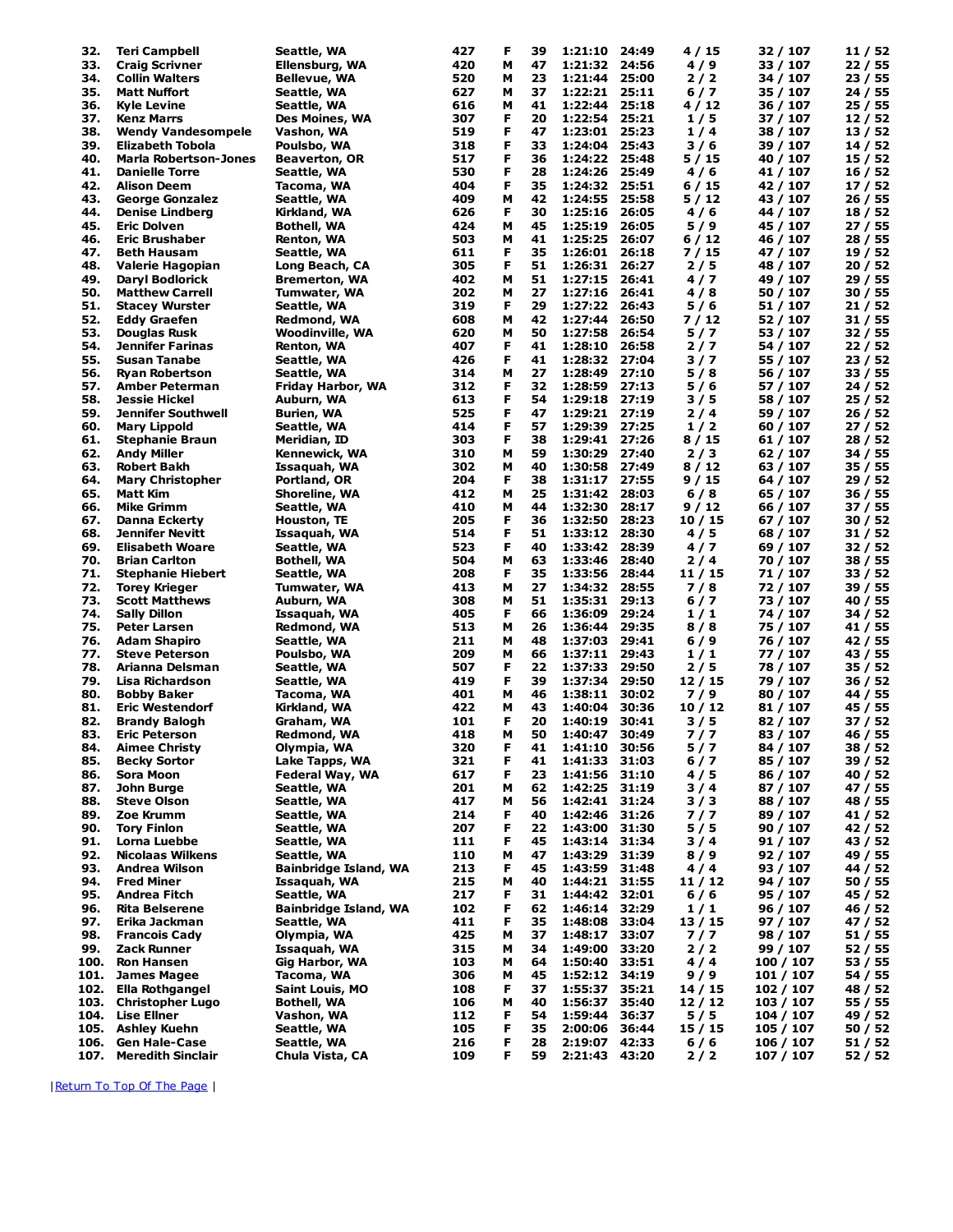| | | | | | | | | | | |
|---|---|---|---|---|---|---|---|---|---|---|
| 32. | Teri Campbell | Seattle, WA | 427 | F | 39 | 1:21:10 | 24:49 | 4 / 15 | 32 / 107 | 11 / 52 |
| 33. | Craig Scrivner | Ellensburg, WA | 420 | M | 47 | 1:21:32 | 24:56 | 4 / 9 | 33 / 107 | 22 / 55 |
| 34. | Collin Walters | Bellevue, WA | 520 | M | 23 | 1:21:44 | 25:00 | 2 / 2 | 34 / 107 | 23 / 55 |
| 35. | Matt Nuffort | Seattle, WA | 627 | M | 37 | 1:22:21 | 25:11 | 6 / 7 | 35 / 107 | 24 / 55 |
| 36. | Kyle Levine | Seattle, WA | 616 | M | 41 | 1:22:44 | 25:18 | 4 / 12 | 36 / 107 | 25 / 55 |
| 37. | Kenz Marrs | Des Moines, WA | 307 | F | 20 | 1:22:54 | 25:21 | 1 / 5 | 37 / 107 | 12 / 52 |
| 38. | Wendy Vandesompele | Vashon, WA | 519 | F | 47 | 1:23:01 | 25:23 | 1 / 4 | 38 / 107 | 13 / 52 |
| 39. | Elizabeth Tobola | Poulsbo, WA | 318 | F | 33 | 1:24:04 | 25:43 | 3 / 6 | 39 / 107 | 14 / 52 |
| 40. | Marla Robertson-Jones | Beaverton, OR | 517 | F | 36 | 1:24:22 | 25:48 | 5 / 15 | 40 / 107 | 15 / 52 |
| 41. | Danielle Torre | Seattle, WA | 530 | F | 28 | 1:24:26 | 25:49 | 4 / 6 | 41 / 107 | 16 / 52 |
| 42. | Alison Deem | Tacoma, WA | 404 | F | 35 | 1:24:32 | 25:51 | 6 / 15 | 42 / 107 | 17 / 52 |
| 43. | George Gonzalez | Seattle, WA | 409 | M | 42 | 1:24:55 | 25:58 | 5 / 12 | 43 / 107 | 26 / 55 |
| 44. | Denise Lindberg | Kirkland, WA | 626 | F | 30 | 1:25:16 | 26:05 | 4 / 6 | 44 / 107 | 18 / 52 |
| 45. | Eric Dolven | Bothell, WA | 424 | M | 45 | 1:25:19 | 26:05 | 5 / 9 | 45 / 107 | 27 / 55 |
| 46. | Eric Brushaber | Renton, WA | 503 | M | 41 | 1:25:25 | 26:07 | 6 / 12 | 46 / 107 | 28 / 55 |
| 47. | Beth Hausam | Seattle, WA | 611 | F | 35 | 1:26:01 | 26:18 | 7 / 15 | 47 / 107 | 19 / 52 |
| 48. | Valerie Hagopian | Long Beach, CA | 305 | F | 51 | 1:26:31 | 26:27 | 2 / 5 | 48 / 107 | 20 / 52 |
| 49. | Daryl Bodlorick | Bremerton, WA | 402 | M | 51 | 1:27:15 | 26:41 | 4 / 7 | 49 / 107 | 29 / 55 |
| 50. | Matthew Carrell | Tumwater, WA | 202 | M | 27 | 1:27:16 | 26:41 | 4 / 8 | 50 / 107 | 30 / 55 |
| 51. | Stacey Wurster | Seattle, WA | 319 | F | 29 | 1:27:22 | 26:43 | 5 / 6 | 51 / 107 | 21 / 52 |
| 52. | Eddy Graefen | Redmond, WA | 608 | M | 42 | 1:27:44 | 26:50 | 7 / 12 | 52 / 107 | 31 / 55 |
| 53. | Douglas Rusk | Woodinville, WA | 620 | M | 50 | 1:27:58 | 26:54 | 5 / 7 | 53 / 107 | 32 / 55 |
| 54. | Jennifer Farinas | Renton, WA | 407 | F | 41 | 1:28:10 | 26:58 | 2 / 7 | 54 / 107 | 22 / 52 |
| 55. | Susan Tanabe | Seattle, WA | 426 | F | 41 | 1:28:32 | 27:04 | 3 / 7 | 55 / 107 | 23 / 52 |
| 56. | Ryan Robertson | Seattle, WA | 314 | M | 27 | 1:28:49 | 27:10 | 5 / 8 | 56 / 107 | 33 / 55 |
| 57. | Amber Peterman | Friday Harbor, WA | 312 | F | 32 | 1:28:59 | 27:13 | 5 / 6 | 57 / 107 | 24 / 52 |
| 58. | Jessie Hickel | Auburn, WA | 613 | F | 54 | 1:29:18 | 27:19 | 3 / 5 | 58 / 107 | 25 / 52 |
| 59. | Jennifer Southwell | Burien, WA | 525 | F | 47 | 1:29:21 | 27:19 | 2 / 4 | 59 / 107 | 26 / 52 |
| 60. | Mary Lippold | Seattle, WA | 414 | F | 57 | 1:29:39 | 27:25 | 1 / 2 | 60 / 107 | 27 / 52 |
| 61. | Stephanie Braun | Meridian, ID | 303 | F | 38 | 1:29:41 | 27:26 | 8 / 15 | 61 / 107 | 28 / 52 |
| 62. | Andy Miller | Kennewick, WA | 310 | M | 59 | 1:30:29 | 27:40 | 2 / 3 | 62 / 107 | 34 / 55 |
| 63. | Robert Bakh | Issaquah, WA | 302 | M | 40 | 1:30:58 | 27:49 | 8 / 12 | 63 / 107 | 35 / 55 |
| 64. | Mary Christopher | Portland, OR | 204 | F | 38 | 1:31:17 | 27:55 | 9 / 15 | 64 / 107 | 29 / 52 |
| 65. | Matt Kim | Shoreline, WA | 412 | M | 25 | 1:31:42 | 28:03 | 6 / 8 | 65 / 107 | 36 / 55 |
| 66. | Mike Grimm | Seattle, WA | 410 | M | 44 | 1:32:30 | 28:17 | 9 / 12 | 66 / 107 | 37 / 55 |
| 67. | Danna Eckerty | Houston, TE | 205 | F | 36 | 1:32:50 | 28:23 | 10 / 15 | 67 / 107 | 30 / 52 |
| 68. | Jennifer Nevitt | Issaquah, WA | 514 | F | 51 | 1:33:12 | 28:30 | 4 / 5 | 68 / 107 | 31 / 52 |
| 69. | Elisabeth Woare | Seattle, WA | 523 | F | 40 | 1:33:42 | 28:39 | 4 / 7 | 69 / 107 | 32 / 52 |
| 70. | Brian Carlton | Bothell, WA | 504 | M | 63 | 1:33:46 | 28:40 | 2 / 4 | 70 / 107 | 38 / 55 |
| 71. | Stephanie Hiebert | Seattle, WA | 208 | F | 35 | 1:33:56 | 28:44 | 11 / 15 | 71 / 107 | 33 / 52 |
| 72. | Torey Krieger | Tumwater, WA | 413 | M | 27 | 1:34:32 | 28:55 | 7 / 8 | 72 / 107 | 39 / 55 |
| 73. | Scott Matthews | Auburn, WA | 308 | M | 51 | 1:35:31 | 29:13 | 6 / 7 | 73 / 107 | 40 / 55 |
| 74. | Sally Dillon | Issaquah, WA | 405 | F | 66 | 1:36:09 | 29:24 | 1 / 1 | 74 / 107 | 34 / 52 |
| 75. | Peter Larsen | Redmond, WA | 513 | M | 26 | 1:36:44 | 29:35 | 8 / 8 | 75 / 107 | 41 / 55 |
| 76. | Adam Shapiro | Seattle, WA | 211 | M | 48 | 1:37:03 | 29:41 | 6 / 9 | 76 / 107 | 42 / 55 |
| 77. | Steve Peterson | Poulsbo, WA | 209 | M | 66 | 1:37:11 | 29:43 | 1 / 1 | 77 / 107 | 43 / 55 |
| 78. | Arianna Delsman | Seattle, WA | 507 | F | 22 | 1:37:33 | 29:50 | 2 / 5 | 78 / 107 | 35 / 52 |
| 79. | Lisa Richardson | Seattle, WA | 419 | F | 39 | 1:37:34 | 29:50 | 12 / 15 | 79 / 107 | 36 / 52 |
| 80. | Bobby Baker | Tacoma, WA | 401 | M | 46 | 1:38:11 | 30:02 | 7 / 9 | 80 / 107 | 44 / 55 |
| 81. | Eric Westendorf | Kirkland, WA | 422 | M | 43 | 1:40:04 | 30:36 | 10 / 12 | 81 / 107 | 45 / 55 |
| 82. | Brandy Balogh | Graham, WA | 101 | F | 20 | 1:40:19 | 30:41 | 3 / 5 | 82 / 107 | 37 / 52 |
| 83. | Eric Peterson | Redmond, WA | 418 | M | 50 | 1:40:47 | 30:49 | 7 / 7 | 83 / 107 | 46 / 55 |
| 84. | Aimee Christy | Olympia, WA | 320 | F | 41 | 1:41:10 | 30:56 | 5 / 7 | 84 / 107 | 38 / 52 |
| 85. | Becky Sortor | Lake Tapps, WA | 321 | F | 41 | 1:41:33 | 31:03 | 6 / 7 | 85 / 107 | 39 / 52 |
| 86. | Sora Moon | Federal Way, WA | 617 | F | 23 | 1:41:56 | 31:10 | 4 / 5 | 86 / 107 | 40 / 52 |
| 87. | John Burge | Seattle, WA | 201 | M | 62 | 1:42:25 | 31:19 | 3 / 4 | 87 / 107 | 47 / 55 |
| 88. | Steve Olson | Seattle, WA | 417 | M | 56 | 1:42:41 | 31:24 | 3 / 3 | 88 / 107 | 48 / 55 |
| 89. | Zoe Krumm | Seattle, WA | 214 | F | 40 | 1:42:46 | 31:26 | 7 / 7 | 89 / 107 | 41 / 52 |
| 90. | Tory Finlon | Seattle, WA | 207 | F | 22 | 1:43:00 | 31:30 | 5 / 5 | 90 / 107 | 42 / 52 |
| 91. | Lorna Luebbe | Seattle, WA | 111 | F | 45 | 1:43:14 | 31:34 | 3 / 4 | 91 / 107 | 43 / 52 |
| 92. | Nicolaas Wilkens | Seattle, WA | 110 | M | 47 | 1:43:29 | 31:39 | 8 / 9 | 92 / 107 | 49 / 55 |
| 93. | Andrea Wilson | Bainbridge Island, WA | 213 | F | 45 | 1:43:59 | 31:48 | 4 / 4 | 93 / 107 | 44 / 52 |
| 94. | Fred Miner | Issaquah, WA | 215 | M | 40 | 1:44:21 | 31:55 | 11 / 12 | 94 / 107 | 50 / 55 |
| 95. | Andrea Fitch | Seattle, WA | 217 | F | 31 | 1:44:42 | 32:01 | 6 / 6 | 95 / 107 | 45 / 52 |
| 96. | Rita Belserene | Bainbridge Island, WA | 102 | F | 62 | 1:46:14 | 32:29 | 1 / 1 | 96 / 107 | 46 / 52 |
| 97. | Erika Jackman | Seattle, WA | 411 | F | 35 | 1:48:08 | 33:04 | 13 / 15 | 97 / 107 | 47 / 52 |
| 98. | Francois Cady | Olympia, WA | 425 | M | 37 | 1:48:17 | 33:07 | 7 / 7 | 98 / 107 | 51 / 55 |
| 99. | Zack Runner | Issaquah, WA | 315 | M | 34 | 1:49:00 | 33:20 | 2 / 2 | 99 / 107 | 52 / 55 |
| 100. | Ron Hansen | Gig Harbor, WA | 103 | M | 64 | 1:50:40 | 33:51 | 4 / 4 | 100 / 107 | 53 / 55 |
| 101. | James Magee | Tacoma, WA | 306 | M | 45 | 1:52:12 | 34:19 | 9 / 9 | 101 / 107 | 54 / 55 |
| 102. | Ella Rothgangel | Saint Louis, MO | 108 | F | 37 | 1:55:37 | 35:21 | 14 / 15 | 102 / 107 | 48 / 52 |
| 103. | Christopher Lugo | Bothell, WA | 106 | M | 40 | 1:56:37 | 35:40 | 12 / 12 | 103 / 107 | 55 / 55 |
| 104. | Lise Ellner | Vashon, WA | 112 | F | 54 | 1:59:44 | 36:37 | 5 / 5 | 104 / 107 | 49 / 52 |
| 105. | Ashley Kuehn | Seattle, WA | 105 | F | 35 | 2:00:06 | 36:44 | 15 / 15 | 105 / 107 | 50 / 52 |
| 106. | Gen Hale-Case | Seattle, WA | 216 | F | 28 | 2:19:07 | 42:33 | 6 / 6 | 106 / 107 | 51 / 52 |
| 107. | Meredith Sinclair | Chula Vista, CA | 109 | F | 59 | 2:21:43 | 43:20 | 2 / 2 | 107 / 107 | 52 / 52 |

| Return To Top Of The Page |